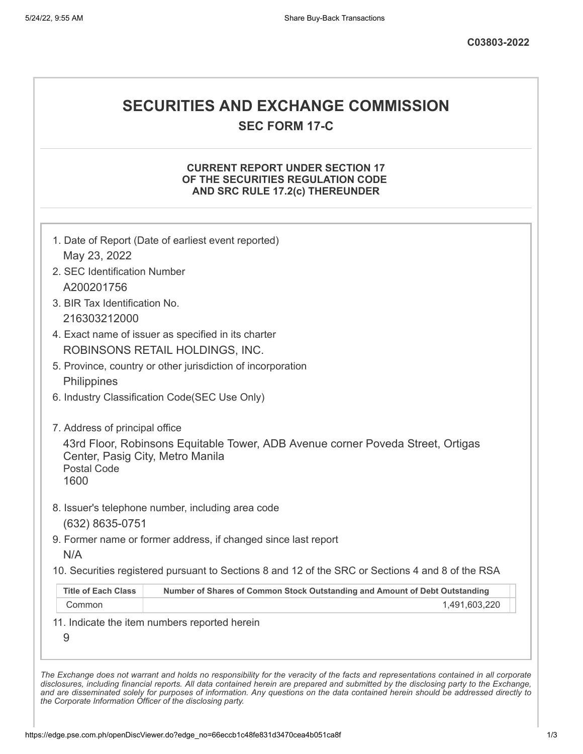C03803-2022

# SECURITIES AND EXCHANGE COMMISSION

## SEC FORM 17-C

### CURRENT REPORT UNDER SECTION 17 OF THE SECURITIES REGULATION CODE AND SRC RULE 17.2(c) THEREUNDER

1. Date of Report (Date of earliest event reported)

   May 23, 2022

2. SEC Identification Number

   A200201756

3. BIR Tax Identification No.

   216303212000

4. Exact name of issuer as specified in its charter

   ROBINSONS RETAIL HOLDINGS, INC.

5. Province, country or other jurisdiction of incorporation

   Philippines

6. Industry Classification Code(SEC Use Only)

7. Address of principal office

   43rd Floor, Robinsons Equitable Tower, ADB Avenue corner Poveda Street, Ortigas Center, Pasig City, Metro Manila
   Postal Code
   1600

8. Issuer's telephone number, including area code

   (632) 8635-0751

9. Former name or former address, if changed since last report

   N/A

10. Securities registered pursuant to Sections 8 and 12 of the SRC or Sections 4 and 8 of the RSA

| Title of Each Class | Number of Shares of Common Stock Outstanding and Amount of Debt Outstanding |
|---|---|
| Common | 1,491,603,220 |

11. Indicate the item numbers reported herein

    9

*The Exchange does not warrant and holds no responsibility for the veracity of the facts and representations contained in all corporate disclosures, including financial reports. All data contained herein are prepared and submitted by the disclosing party to the Exchange, and are disseminated solely for purposes of information. Any questions on the data contained herein should be addressed directly to the Corporate Information Officer of the disclosing party.*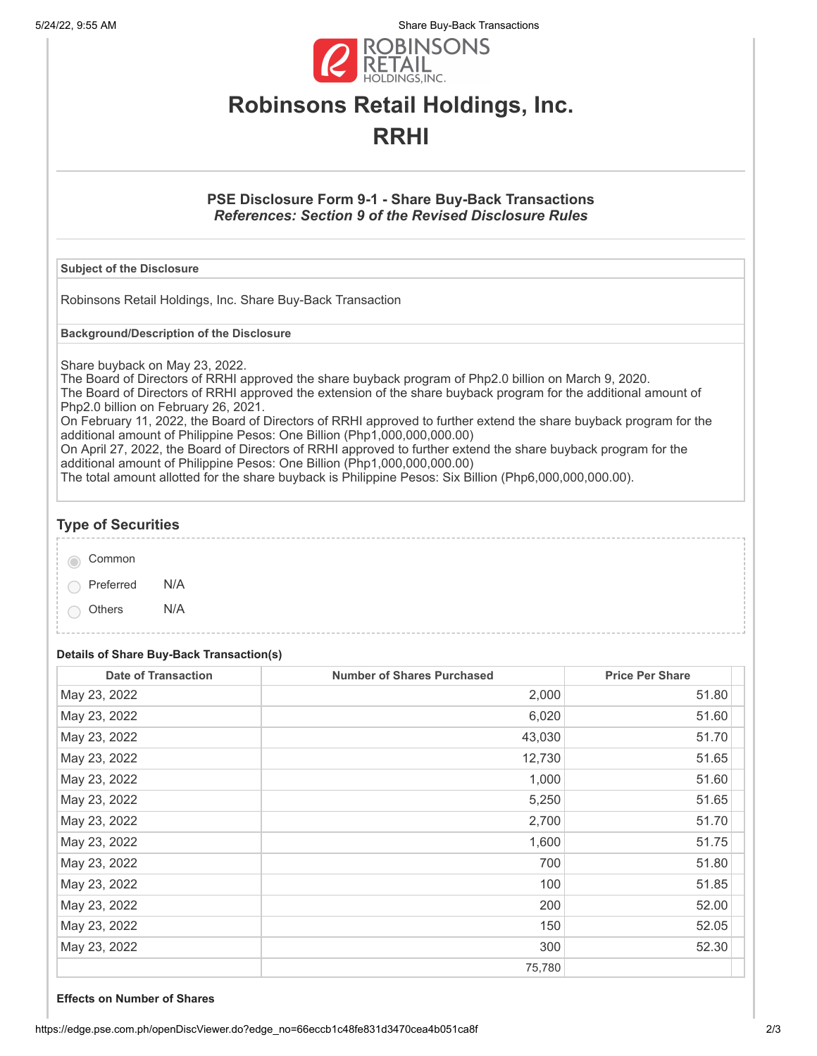# Robinsons Retail Holdings, Inc.

# RRHI

## PSE Disclosure Form 9-1 - Share Buy-Back Transactions

***References: Section 9 of the Revised Disclosure Rules***

**Subject of the Disclosure**

Robinsons Retail Holdings, Inc. Share Buy-Back Transaction

**Background/Description of the Disclosure**

Share buyback on May 23, 2022.
The Board of Directors of RRHI approved the share buyback program of Php2.0 billion on March 9, 2020.
The Board of Directors of RRHI approved the extension of the share buyback program for the additional amount of Php2.0 billion on February 26, 2021.
On February 11, 2022, the Board of Directors of RRHI approved to further extend the share buyback program for the additional amount of Philippine Pesos: One Billion (Php1,000,000,000.00)
On April 27, 2022, the Board of Directors of RRHI approved to further extend the share buyback program for the additional amount of Philippine Pesos: One Billion (Php1,000,000,000.00)
The total amount allotted for the share buyback is Philippine Pesos: Six Billion (Php6,000,000,000.00).

### Type of Securities

- (•) Common
- ( ) Preferred N/A
- ( ) Others N/A

**Details of Share Buy-Back Transaction(s)**

| Date of Transaction | Number of Shares Purchased | Price Per Share |
|---|---|---|
| May 23, 2022 | 2,000 | 51.80 |
| May 23, 2022 | 6,020 | 51.60 |
| May 23, 2022 | 43,030 | 51.70 |
| May 23, 2022 | 12,730 | 51.65 |
| May 23, 2022 | 1,000 | 51.60 |
| May 23, 2022 | 5,250 | 51.65 |
| May 23, 2022 | 2,700 | 51.70 |
| May 23, 2022 | 1,600 | 51.75 |
| May 23, 2022 | 700 | 51.80 |
| May 23, 2022 | 100 | 51.85 |
| May 23, 2022 | 200 | 52.00 |
| May 23, 2022 | 150 | 52.05 |
| May 23, 2022 | 300 | 52.30 |
| | 75,780 | |

**Effects on Number of Shares**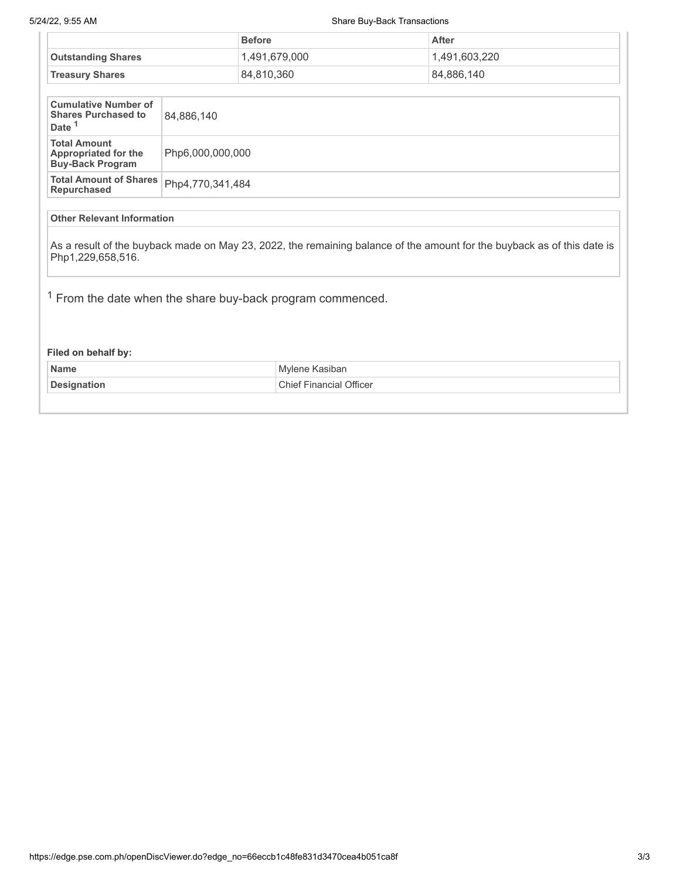| | Before | After |
| --- | --- | --- |
| **Outstanding Shares** | 1,491,679,000 | 1,491,603,220 |
| **Treasury Shares** | 84,810,360 | 84,886,140 |

| | |
| --- | --- |
| **Cumulative Number of Shares Purchased to Date** [1] | 84,886,140 |
| **Total Amount Appropriated for the Buy-Back Program** | Php6,000,000,000 |
| **Total Amount of Shares Repurchased** | Php4,770,341,484 |

| **Other Relevant Information** |
| --- |
| As a result of the buyback made on May 23, 2022, the remaining balance of the amount for the buyback as of this date is Php1,229,658,516. |

[1] From the date when the share buy-back program commenced.

**Filed on behalf by:**

| | |
| --- | --- |
| **Name** | Mylene Kasiban |
| **Designation** | Chief Financial Officer |